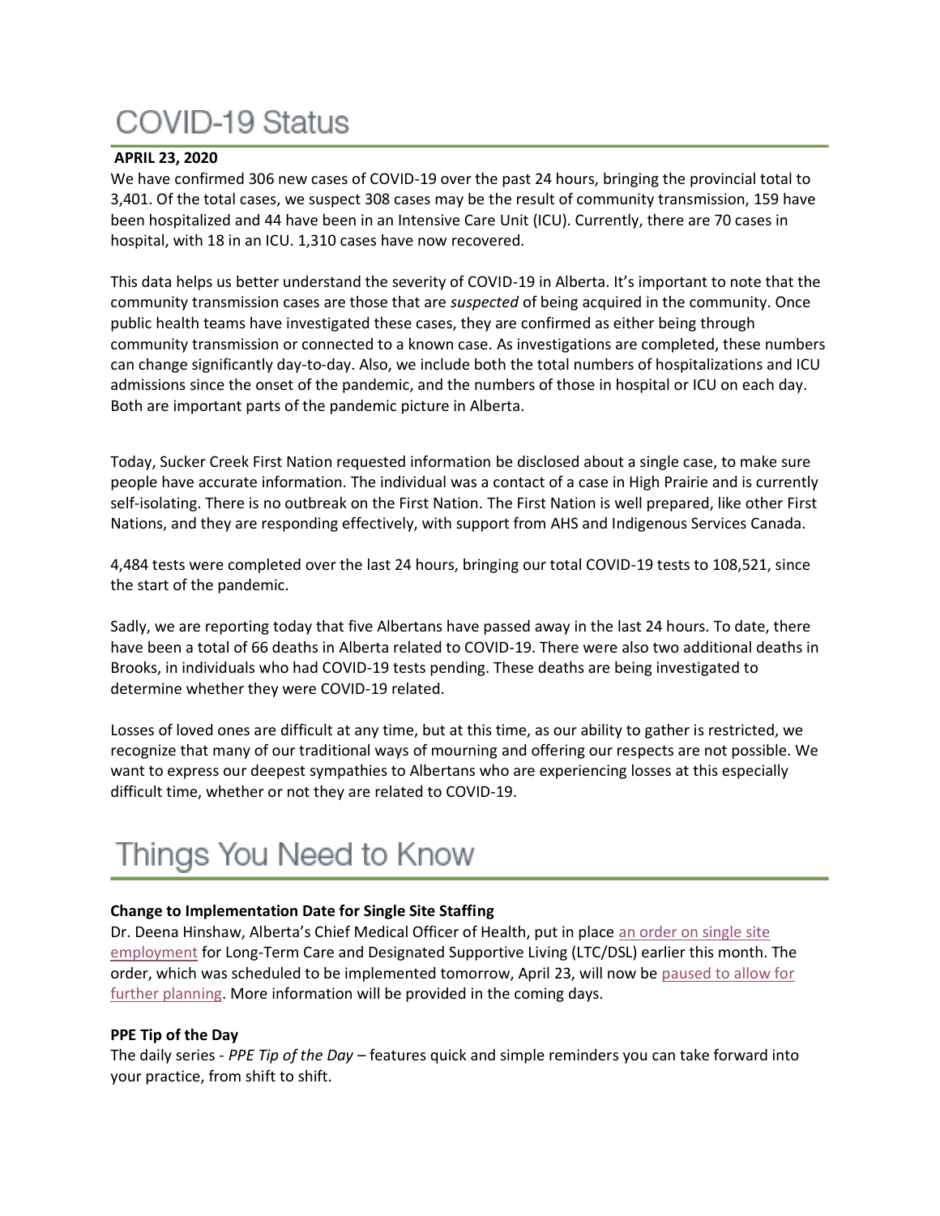# COVID-19 Status

**APRIL 23, 2020**

We have confirmed 306 new cases of COVID-19 over the past 24 hours, bringing the provincial total to 3,401. Of the total cases, we suspect 308 cases may be the result of community transmission, 159 have been hospitalized and 44 have been in an Intensive Care Unit (ICU). Currently, there are 70 cases in hospital, with 18 in an ICU. 1,310 cases have now recovered.

This data helps us better understand the severity of COVID-19 in Alberta. It's important to note that the community transmission cases are those that are *suspected* of being acquired in the community. Once public health teams have investigated these cases, they are confirmed as either being through community transmission or connected to a known case. As investigations are completed, these numbers can change significantly day-to-day. Also, we include both the total numbers of hospitalizations and ICU admissions since the onset of the pandemic, and the numbers of those in hospital or ICU on each day. Both are important parts of the pandemic picture in Alberta.

Today, Sucker Creek First Nation requested information be disclosed about a single case, to make sure people have accurate information. The individual was a contact of a case in High Prairie and is currently self-isolating. There is no outbreak on the First Nation. The First Nation is well prepared, like other First Nations, and they are responding effectively, with support from AHS and Indigenous Services Canada.

4,484 tests were completed over the last 24 hours, bringing our total COVID-19 tests to 108,521, since the start of the pandemic.

Sadly, we are reporting today that five Albertans have passed away in the last 24 hours. To date, there have been a total of 66 deaths in Alberta related to COVID-19. There were also two additional deaths in Brooks, in individuals who had COVID-19 tests pending. These deaths are being investigated to determine whether they were COVID-19 related.

Losses of loved ones are difficult at any time, but at this time, as our ability to gather is restricted, we recognize that many of our traditional ways of mourning and offering our respects are not possible. We want to express our deepest sympathies to Albertans who are experiencing losses at this especially difficult time, whether or not they are related to COVID-19.

# Things You Need to Know

**Change to Implementation Date for Single Site Staffing**

Dr. Deena Hinshaw, Alberta's Chief Medical Officer of Health, put in place an order on single site employment for Long-Term Care and Designated Supportive Living (LTC/DSL) earlier this month. The order, which was scheduled to be implemented tomorrow, April 23, will now be paused to allow for further planning. More information will be provided in the coming days.

**PPE Tip of the Day**

The daily series - *PPE Tip of the Day* – features quick and simple reminders you can take forward into your practice, from shift to shift.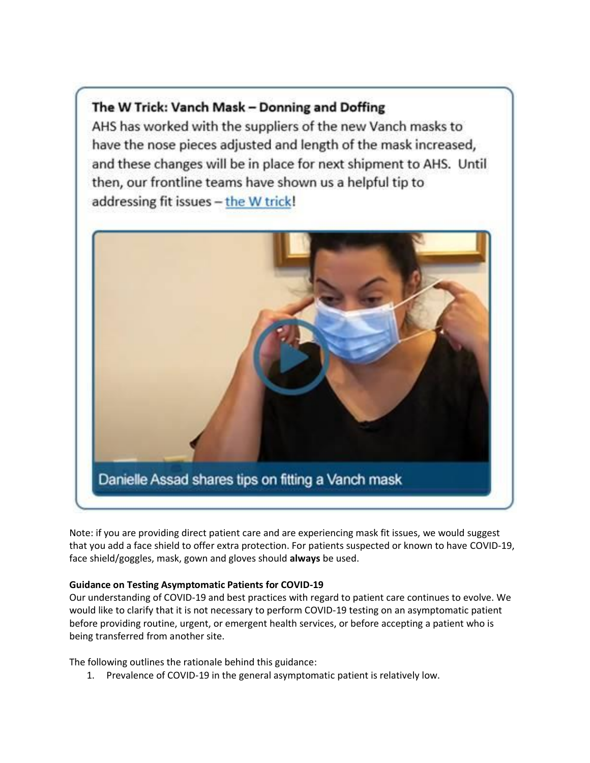### The W Trick: Vanch Mask – Donning and Doffing

AHS has worked with the suppliers of the new Vanch masks to have the nose pieces adjusted and length of the mask increased, and these changes will be in place for next shipment to AHS. Until then, our frontline teams have shown us a helpful tip to addressing fit issues – the W trick!

Danielle Assad shares tips on fitting a Vanch mask

Note: if you are providing direct patient care and are experiencing mask fit issues, we would suggest that you add a face shield to offer extra protection. For patients suspected or known to have COVID-19, face shield/goggles, mask, gown and gloves should **always** be used.

**Guidance on Testing Asymptomatic Patients for COVID-19**

Our understanding of COVID-19 and best practices with regard to patient care continues to evolve. We would like to clarify that it is not necessary to perform COVID-19 testing on an asymptomatic patient before providing routine, urgent, or emergent health services, or before accepting a patient who is being transferred from another site.

The following outlines the rationale behind this guidance:

1. Prevalence of COVID-19 in the general asymptomatic patient is relatively low.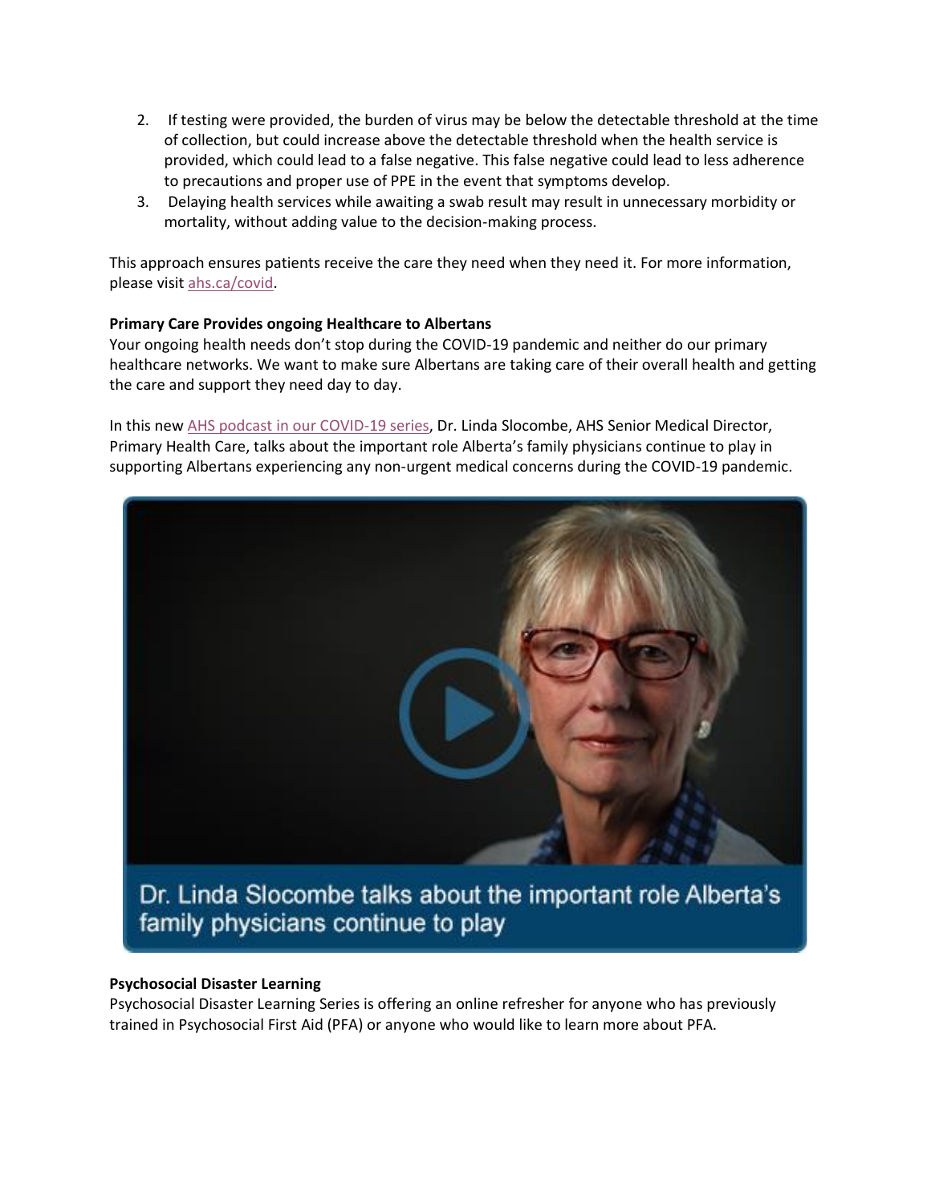2. If testing were provided, the burden of virus may be below the detectable threshold at the time of collection, but could increase above the detectable threshold when the health service is provided, which could lead to a false negative. This false negative could lead to less adherence to precautions and proper use of PPE in the event that symptoms develop.
3. Delaying health services while awaiting a swab result may result in unnecessary morbidity or mortality, without adding value to the decision-making process.

This approach ensures patients receive the care they need when they need it. For more information, please visit ahs.ca/covid.

**Primary Care Provides ongoing Healthcare to Albertans**

Your ongoing health needs don't stop during the COVID-19 pandemic and neither do our primary healthcare networks. We want to make sure Albertans are taking care of their overall health and getting the care and support they need day to day.

In this new AHS podcast in our COVID-19 series, Dr. Linda Slocombe, AHS Senior Medical Director, Primary Health Care, talks about the important role Alberta's family physicians continue to play in supporting Albertans experiencing any non-urgent medical concerns during the COVID-19 pandemic.

Dr. Linda Slocombe talks about the important role Alberta's family physicians continue to play

**Psychosocial Disaster Learning**

Psychosocial Disaster Learning Series is offering an online refresher for anyone who has previously trained in Psychosocial First Aid (PFA) or anyone who would like to learn more about PFA.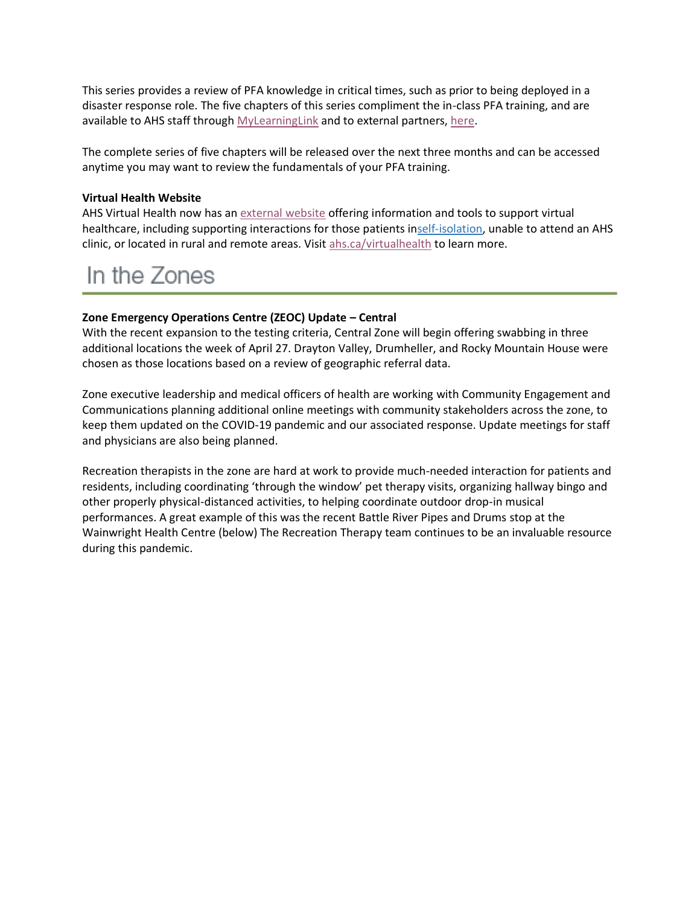This series provides a review of PFA knowledge in critical times, such as prior to being deployed in a disaster response role. The five chapters of this series compliment the in-class PFA training, and are available to AHS staff through MyLearningLink and to external partners, here.

The complete series of five chapters will be released over the next three months and can be accessed anytime you may want to review the fundamentals of your PFA training.

**Virtual Health Website**

AHS Virtual Health now has an external website offering information and tools to support virtual healthcare, including supporting interactions for those patients inself-isolation, unable to attend an AHS clinic, or located in rural and remote areas. Visit ahs.ca/virtualhealth to learn more.

# In the Zones

**Zone Emergency Operations Centre (ZEOC) Update – Central**

With the recent expansion to the testing criteria, Central Zone will begin offering swabbing in three additional locations the week of April 27. Drayton Valley, Drumheller, and Rocky Mountain House were chosen as those locations based on a review of geographic referral data.

Zone executive leadership and medical officers of health are working with Community Engagement and Communications planning additional online meetings with community stakeholders across the zone, to keep them updated on the COVID-19 pandemic and our associated response. Update meetings for staff and physicians are also being planned.

Recreation therapists in the zone are hard at work to provide much-needed interaction for patients and residents, including coordinating 'through the window' pet therapy visits, organizing hallway bingo and other properly physical-distanced activities, to helping coordinate outdoor drop-in musical performances. A great example of this was the recent Battle River Pipes and Drums stop at the Wainwright Health Centre (below) The Recreation Therapy team continues to be an invaluable resource during this pandemic.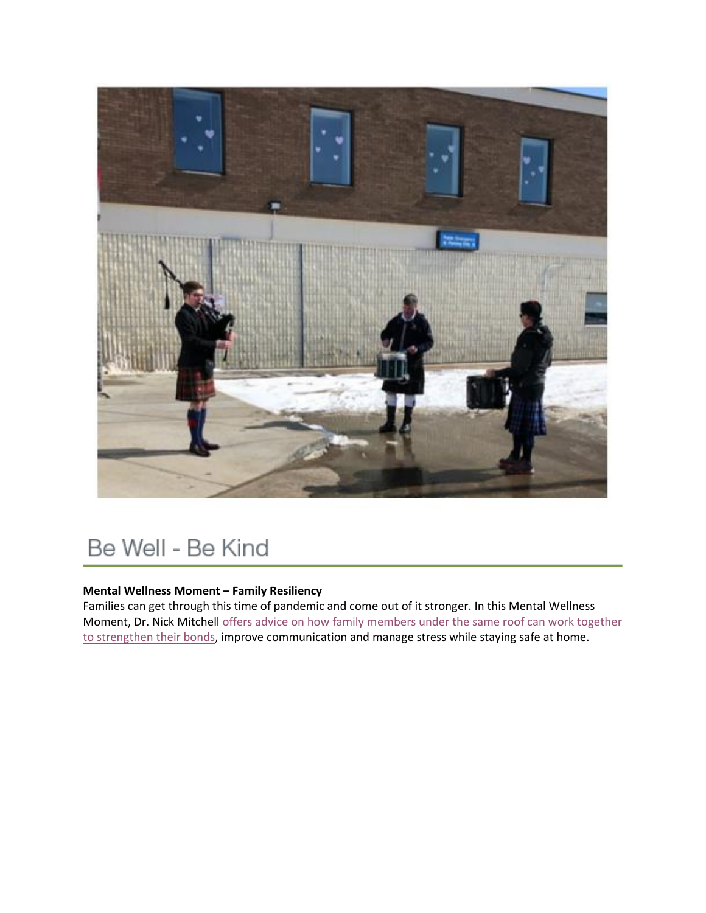# Be Well - Be Kind

**Mental Wellness Moment – Family Resiliency**

Families can get through this time of pandemic and come out of it stronger. In this Mental Wellness Moment, Dr. Nick Mitchell offers advice on how family members under the same roof can work together to strengthen their bonds, improve communication and manage stress while staying safe at home.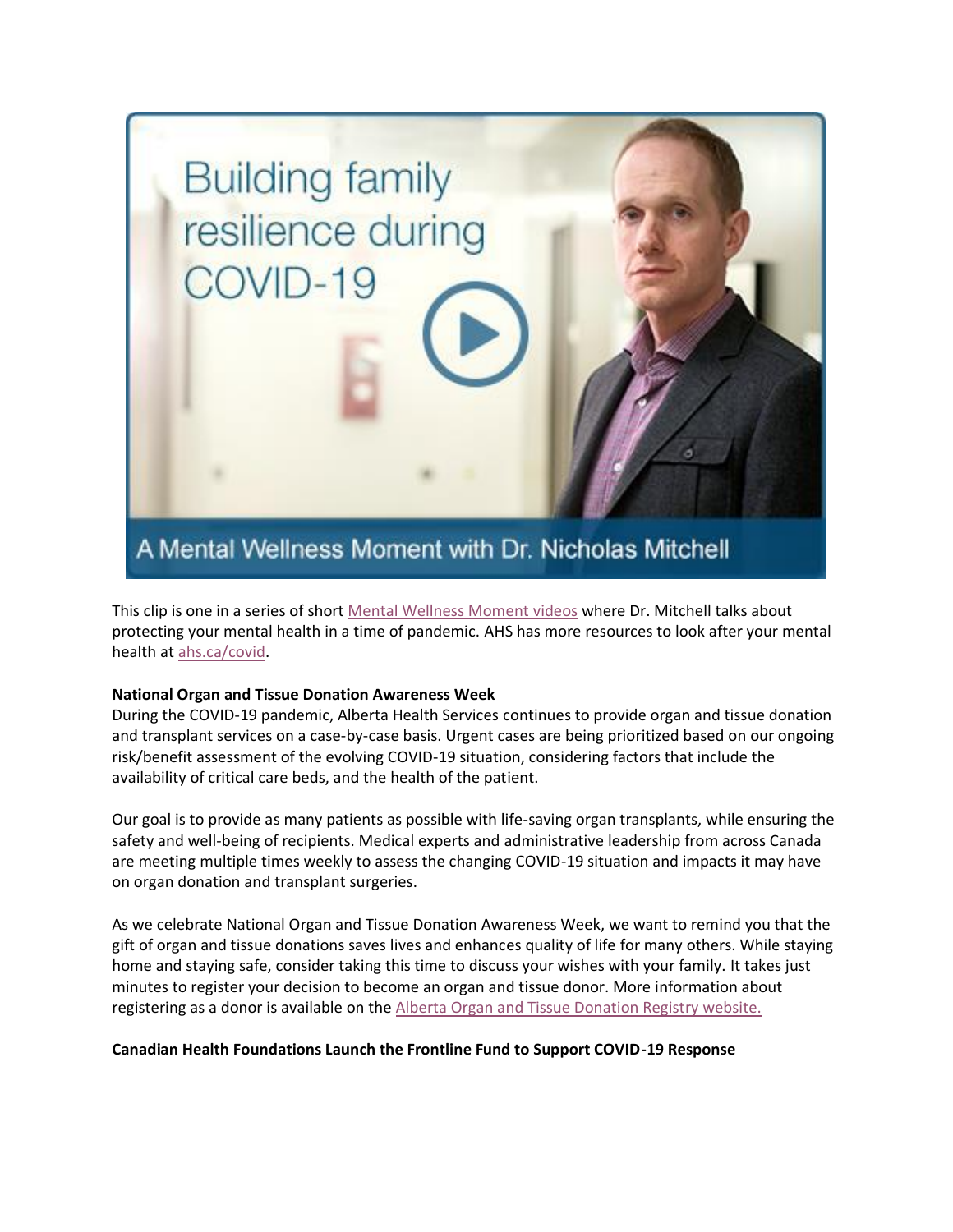This clip is one in a series of short Mental Wellness Moment videos where Dr. Mitchell talks about protecting your mental health in a time of pandemic. AHS has more resources to look after your mental health at ahs.ca/covid.

**National Organ and Tissue Donation Awareness Week**

During the COVID-19 pandemic, Alberta Health Services continues to provide organ and tissue donation and transplant services on a case-by-case basis. Urgent cases are being prioritized based on our ongoing risk/benefit assessment of the evolving COVID-19 situation, considering factors that include the availability of critical care beds, and the health of the patient.

Our goal is to provide as many patients as possible with life-saving organ transplants, while ensuring the safety and well-being of recipients. Medical experts and administrative leadership from across Canada are meeting multiple times weekly to assess the changing COVID-19 situation and impacts it may have on organ donation and transplant surgeries.

As we celebrate National Organ and Tissue Donation Awareness Week, we want to remind you that the gift of organ and tissue donations saves lives and enhances quality of life for many others. While staying home and staying safe, consider taking this time to discuss your wishes with your family. It takes just minutes to register your decision to become an organ and tissue donor. More information about registering as a donor is available on the Alberta Organ and Tissue Donation Registry website.

**Canadian Health Foundations Launch the Frontline Fund to Support COVID-19 Response**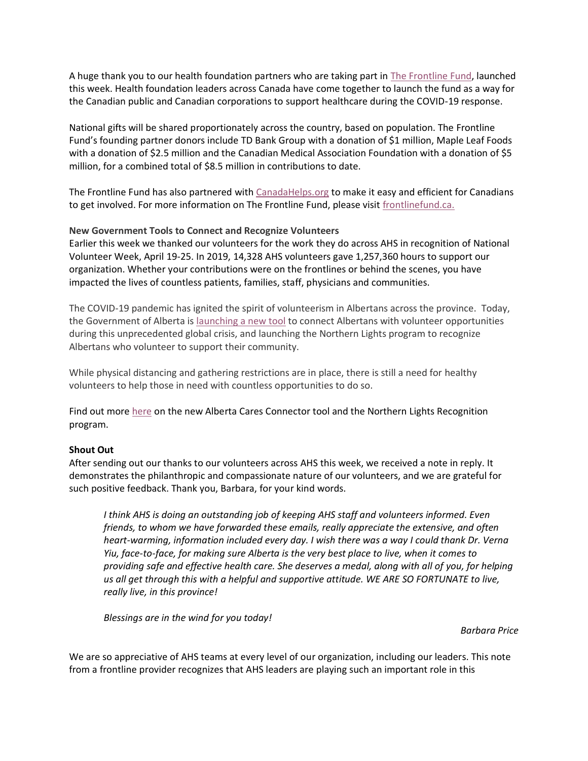A huge thank you to our health foundation partners who are taking part in [The Frontline Fund](), launched this week. Health foundation leaders across Canada have come together to launch the fund as a way for the Canadian public and Canadian corporations to support healthcare during the COVID-19 response.

National gifts will be shared proportionately across the country, based on population. The Frontline Fund's founding partner donors include TD Bank Group with a donation of $1 million, Maple Leaf Foods with a donation of $2.5 million and the Canadian Medical Association Foundation with a donation of $5 million, for a combined total of $8.5 million in contributions to date.

The Frontline Fund has also partnered with [CanadaHelps.org]() to make it easy and efficient for Canadians to get involved. For more information on The Frontline Fund, please visit [frontlinefund.ca.]()

**New Government Tools to Connect and Recognize Volunteers**

Earlier this week we thanked our volunteers for the work they do across AHS in recognition of National Volunteer Week, April 19-25. In 2019, 14,328 AHS volunteers gave 1,257,360 hours to support our organization. Whether your contributions were on the frontlines or behind the scenes, you have impacted the lives of countless patients, families, staff, physicians and communities.

The COVID-19 pandemic has ignited the spirit of volunteerism in Albertans across the province. Today, the Government of Alberta is [launching a new tool]() to connect Albertans with volunteer opportunities during this unprecedented global crisis, and launching the Northern Lights program to recognize Albertans who volunteer to support their community.

While physical distancing and gathering restrictions are in place, there is still a need for healthy volunteers to help those in need with countless opportunities to do so.

Find out more [here]() on the new Alberta Cares Connector tool and the Northern Lights Recognition program.

**Shout Out**

After sending out our thanks to our volunteers across AHS this week, we received a note in reply. It demonstrates the philanthropic and compassionate nature of our volunteers, and we are grateful for such positive feedback. Thank you, Barbara, for your kind words.

> *I think AHS is doing an outstanding job of keeping AHS staff and volunteers informed. Even friends, to whom we have forwarded these emails, really appreciate the extensive, and often heart-warming, information included every day. I wish there was a way I could thank Dr. Verna Yiu, face-to-face, for making sure Alberta is the very best place to live, when it comes to providing safe and effective health care. She deserves a medal, along with all of you, for helping us all get through this with a helpful and supportive attitude. WE ARE SO FORTUNATE to live, really live, in this province!*
>
> *Blessings are in the wind for you today!*
>
> *Barbara Price*

We are so appreciative of AHS teams at every level of our organization, including our leaders. This note from a frontline provider recognizes that AHS leaders are playing such an important role in this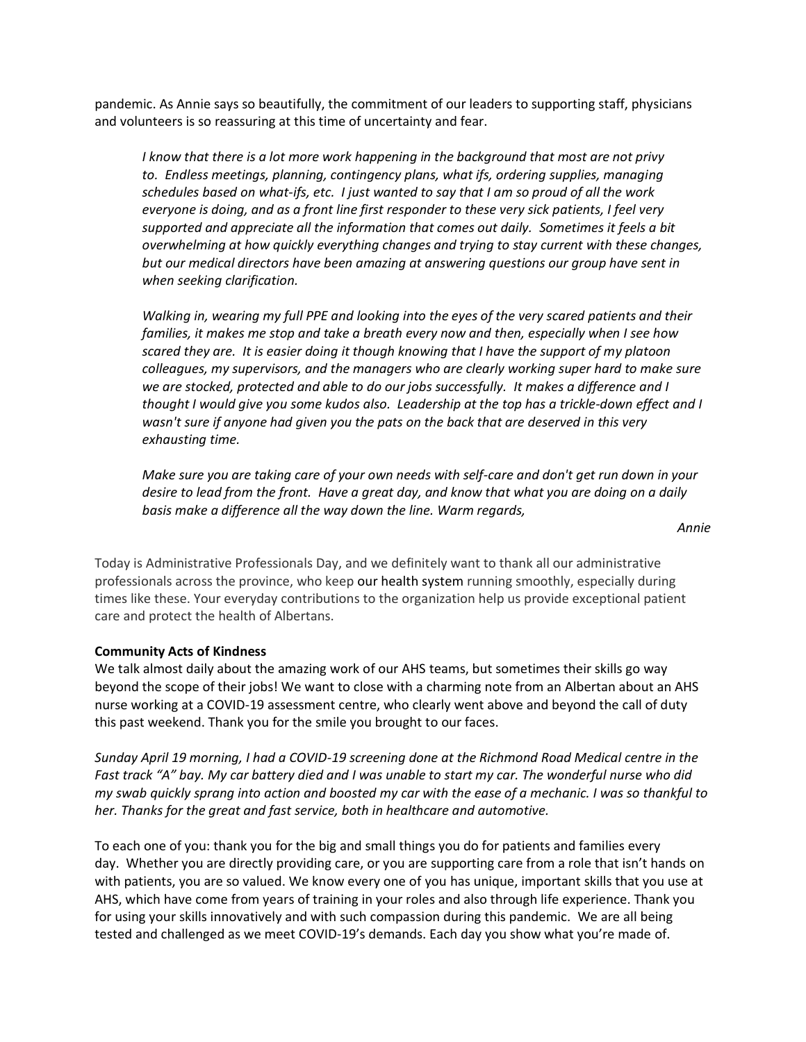pandemic. As Annie says so beautifully, the commitment of our leaders to supporting staff, physicians and volunteers is so reassuring at this time of uncertainty and fear.

> *I know that there is a lot more work happening in the background that most are not privy to. Endless meetings, planning, contingency plans, what ifs, ordering supplies, managing schedules based on what-ifs, etc. I just wanted to say that I am so proud of all the work everyone is doing, and as a front line first responder to these very sick patients, I feel very supported and appreciate all the information that comes out daily. Sometimes it feels a bit overwhelming at how quickly everything changes and trying to stay current with these changes, but our medical directors have been amazing at answering questions our group have sent in when seeking clarification.*
>
> *Walking in, wearing my full PPE and looking into the eyes of the very scared patients and their families, it makes me stop and take a breath every now and then, especially when I see how scared they are. It is easier doing it though knowing that I have the support of my platoon colleagues, my supervisors, and the managers who are clearly working super hard to make sure we are stocked, protected and able to do our jobs successfully. It makes a difference and I thought I would give you some kudos also. Leadership at the top has a trickle-down effect and I wasn't sure if anyone had given you the pats on the back that are deserved in this very exhausting time.*
>
> *Make sure you are taking care of your own needs with self-care and don't get run down in your desire to lead from the front. Have a great day, and know that what you are doing on a daily basis make a difference all the way down the line. Warm regards,*
>
> *Annie*

Today is Administrative Professionals Day, and we definitely want to thank all our administrative professionals across the province, who keep our health system running smoothly, especially during times like these. Your everyday contributions to the organization help us provide exceptional patient care and protect the health of Albertans.

**Community Acts of Kindness**

We talk almost daily about the amazing work of our AHS teams, but sometimes their skills go way beyond the scope of their jobs! We want to close with a charming note from an Albertan about an AHS nurse working at a COVID-19 assessment centre, who clearly went above and beyond the call of duty this past weekend. Thank you for the smile you brought to our faces.

*Sunday April 19 morning, I had a COVID-19 screening done at the Richmond Road Medical centre in the Fast track "A" bay. My car battery died and I was unable to start my car. The wonderful nurse who did my swab quickly sprang into action and boosted my car with the ease of a mechanic. I was so thankful to her. Thanks for the great and fast service, both in healthcare and automotive.*

To each one of you: thank you for the big and small things you do for patients and families every day. Whether you are directly providing care, or you are supporting care from a role that isn't hands on with patients, you are so valued. We know every one of you has unique, important skills that you use at AHS, which have come from years of training in your roles and also through life experience. Thank you for using your skills innovatively and with such compassion during this pandemic. We are all being tested and challenged as we meet COVID-19's demands. Each day you show what you're made of.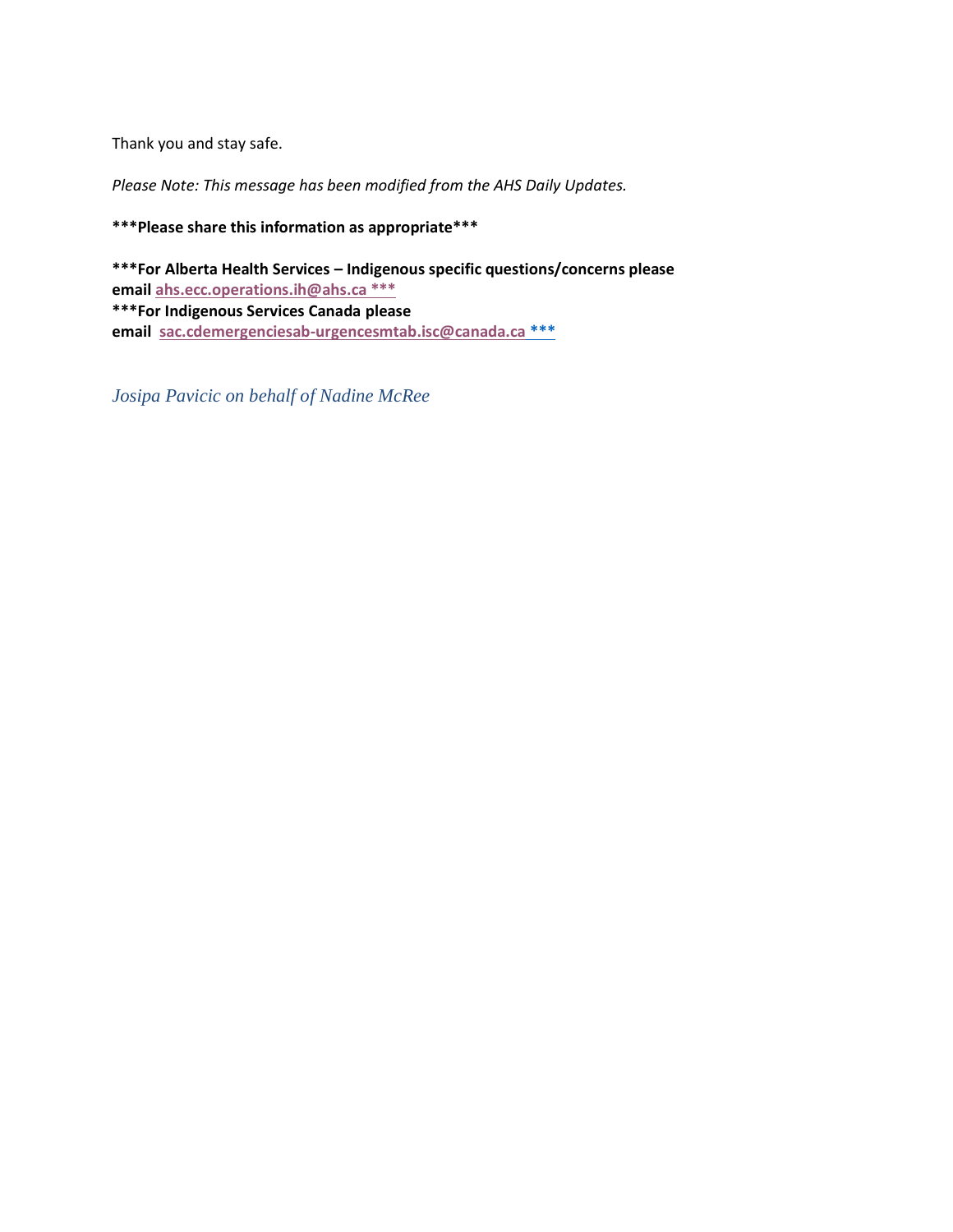Thank you and stay safe.

*Please Note: This message has been modified from the AHS Daily Updates.*

**\*\*\*Please share this information as appropriate\*\*\***

**\*\*\*For Alberta Health Services – Indigenous specific questions/concerns please email ahs.ecc.operations.ih@ahs.ca \*\*\***
**\*\*\*For Indigenous Services Canada please email sac.cdemergenciesab-urgencesmtab.isc@canada.ca \*\*\***

*Josipa Pavicic on behalf of Nadine McRee*